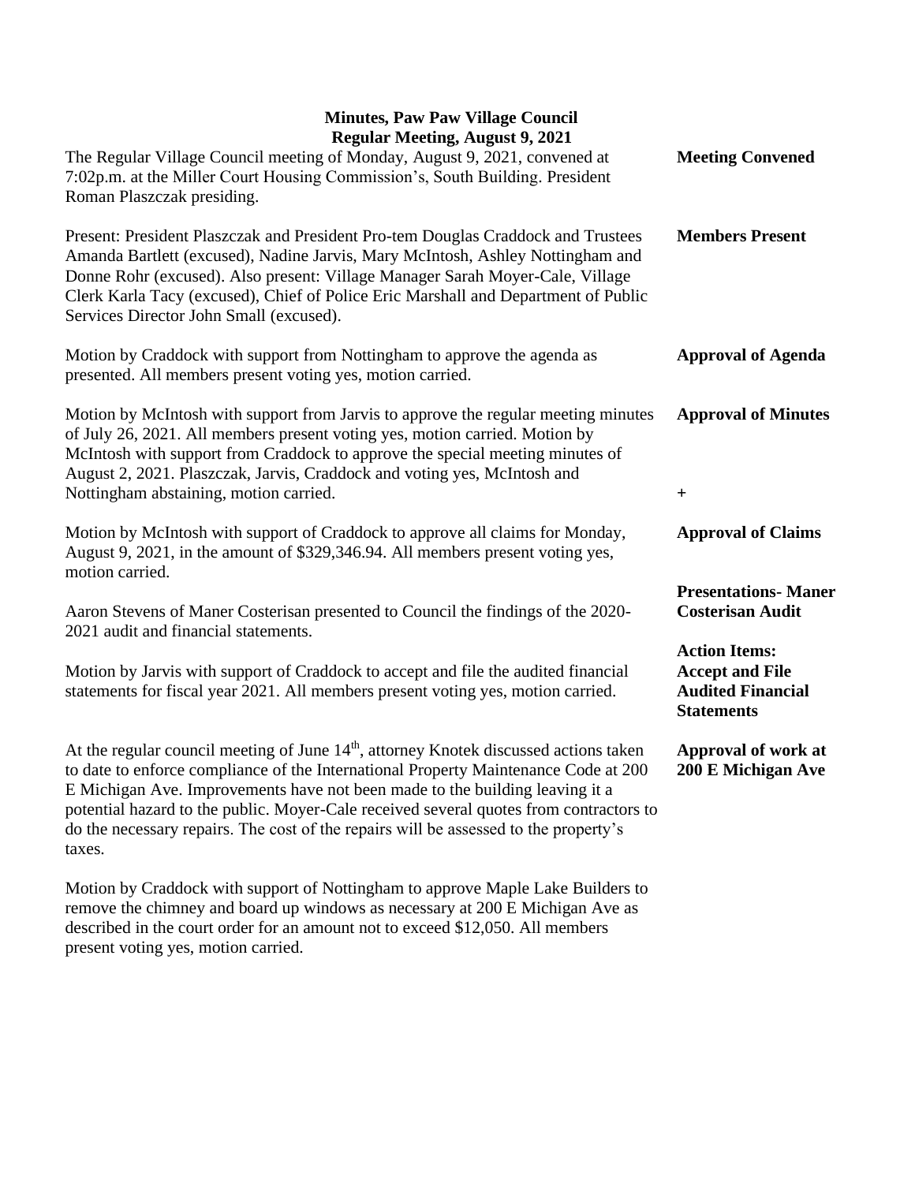# Minutes, Paw Paw Village Council
## Regular Meeting, August 9, 2021

**Meeting Convened**

The Regular Village Council meeting of Monday, August 9, 2021, convened at 7:02p.m. at the Miller Court Housing Commission's, South Building. President Roman Plaszczak presiding.

**Members Present**

Present: President Plaszczak and President Pro-tem Douglas Craddock and Trustees Amanda Bartlett (excused), Nadine Jarvis, Mary McIntosh, Ashley Nottingham and Donne Rohr (excused). Also present: Village Manager Sarah Moyer-Cale, Village Clerk Karla Tacy (excused), Chief of Police Eric Marshall and Department of Public Services Director John Small (excused).

**Approval of Agenda**

Motion by Craddock with support from Nottingham to approve the agenda as presented. All members present voting yes, motion carried.

**Approval of Minutes**

Motion by McIntosh with support from Jarvis to approve the regular meeting minutes of July 26, 2021. All members present voting yes, motion carried. Motion by McIntosh with support from Craddock to approve the special meeting minutes of August 2, 2021. Plaszczak, Jarvis, Craddock and voting yes, McIntosh and Nottingham abstaining, motion carried.

+

**Approval of Claims**

Motion by McIntosh with support of Craddock to approve all claims for Monday, August 9, 2021, in the amount of $329,346.94. All members present voting yes, motion carried.

**Presentations- Maner Costerisan Audit**

Aaron Stevens of Maner Costerisan presented to Council the findings of the 2020-2021 audit and financial statements.

**Action Items: Accept and File Audited Financial Statements**

Motion by Jarvis with support of Craddock to accept and file the audited financial statements for fiscal year 2021. All members present voting yes, motion carried.

**Approval of work at 200 E Michigan Ave**

At the regular council meeting of June 14th, attorney Knotek discussed actions taken to date to enforce compliance of the International Property Maintenance Code at 200 E Michigan Ave. Improvements have not been made to the building leaving it a potential hazard to the public. Moyer-Cale received several quotes from contractors to do the necessary repairs. The cost of the repairs will be assessed to the property's taxes.

Motion by Craddock with support of Nottingham to approve Maple Lake Builders to remove the chimney and board up windows as necessary at 200 E Michigan Ave as described in the court order for an amount not to exceed $12,050. All members present voting yes, motion carried.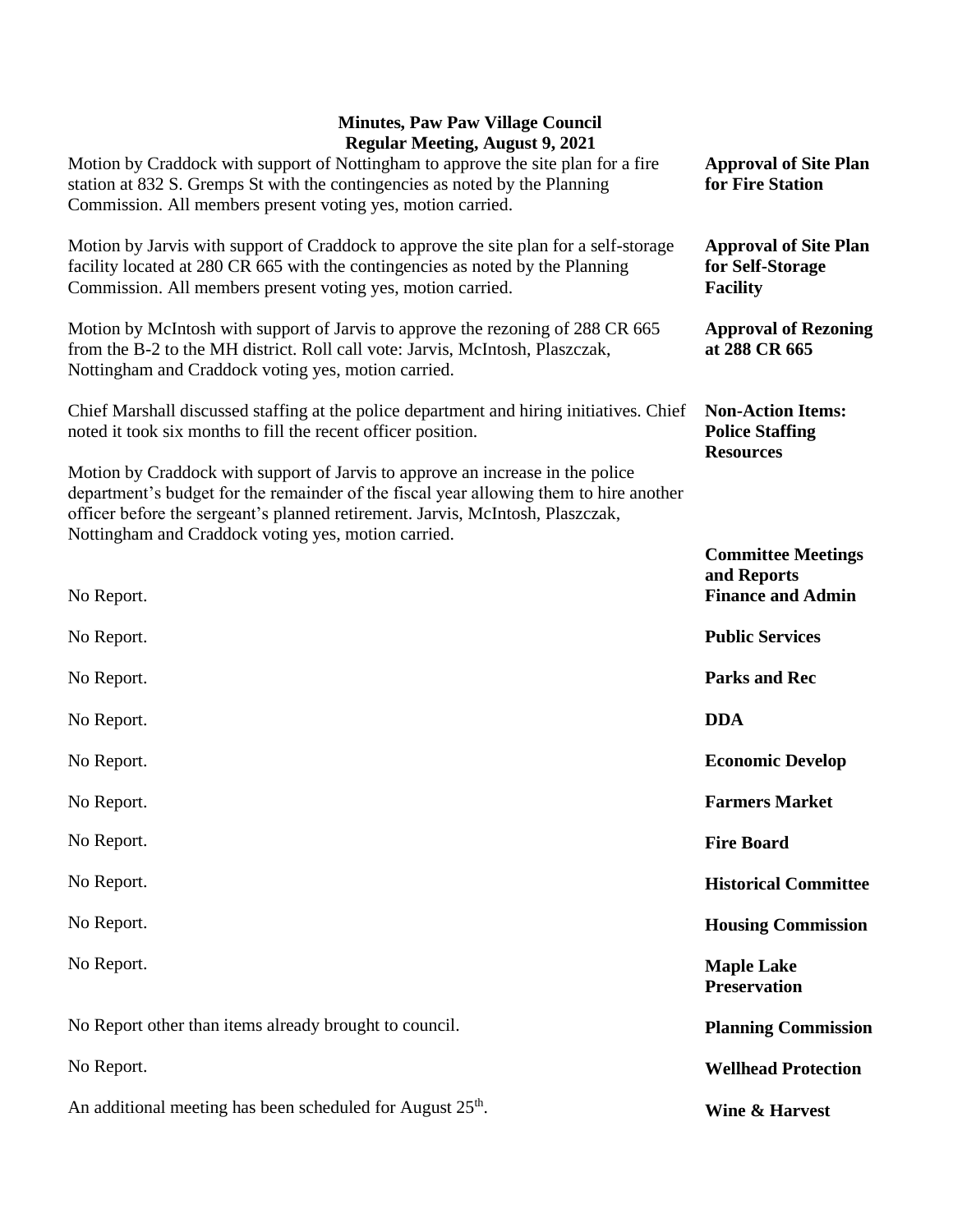**Minutes, Paw Paw Village Council**
**Regular Meeting, August 9, 2021**

**Approval of Site Plan for Fire Station**

Motion by Craddock with support of Nottingham to approve the site plan for a fire station at 832 S. Gremps St with the contingencies as noted by the Planning Commission. All members present voting yes, motion carried.

**Approval of Site Plan for Self-Storage Facility**

Motion by Jarvis with support of Craddock to approve the site plan for a self-storage facility located at 280 CR 665 with the contingencies as noted by the Planning Commission. All members present voting yes, motion carried.

**Approval of Rezoning at 288 CR 665**

Motion by McIntosh with support of Jarvis to approve the rezoning of 288 CR 665 from the B-2 to the MH district. Roll call vote: Jarvis, McIntosh, Plaszczak, Nottingham and Craddock voting yes, motion carried.

**Non-Action Items: Police Staffing Resources**

Chief Marshall discussed staffing at the police department and hiring initiatives. Chief noted it took six months to fill the recent officer position.

Motion by Craddock with support of Jarvis to approve an increase in the police department's budget for the remainder of the fiscal year allowing them to hire another officer before the sergeant's planned retirement. Jarvis, McIntosh, Plaszczak, Nottingham and Craddock voting yes, motion carried.

**Committee Meetings and Reports**

**Finance and Admin**

No Report.

**Public Services**

No Report.

**Parks and Rec**

No Report.

**DDA**

No Report.

**Economic Develop**

No Report.

**Farmers Market**

No Report.

**Fire Board**

No Report.

**Historical Committee**

No Report.

**Housing Commission**

No Report.

**Maple Lake Preservation**

No Report.

**Planning Commission**

No Report other than items already brought to council.

**Wellhead Protection**

No Report.

**Wine & Harvest**

An additional meeting has been scheduled for August 25th.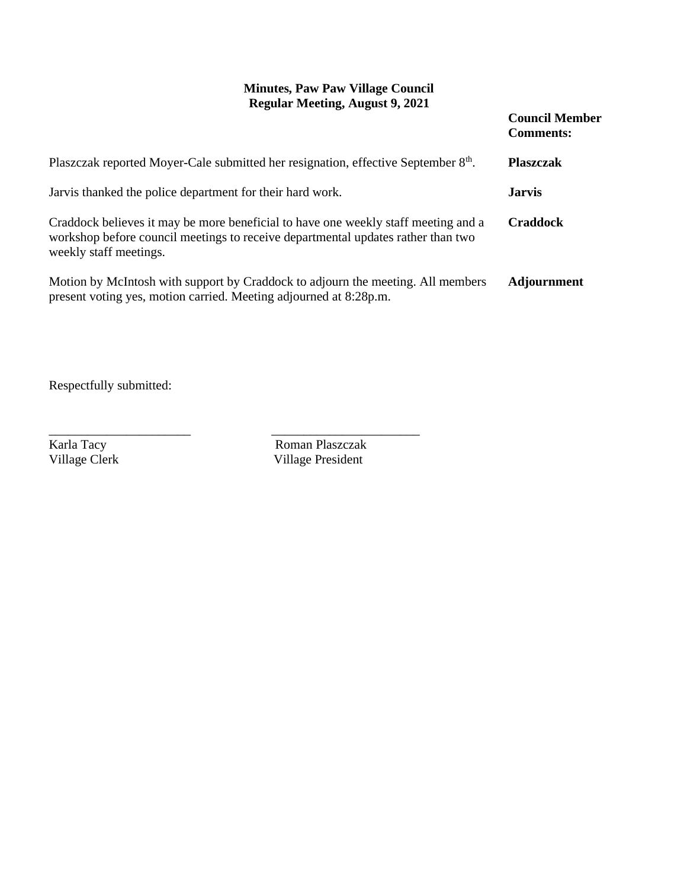**Minutes, Paw Paw Village Council**
**Regular Meeting, August 9, 2021**

| | |
|---|---|
| | **Council Member Comments:** |
| Plaszczak reported Moyer-Cale submitted her resignation, effective September 8th. | **Plaszczak** |
| Jarvis thanked the police department for their hard work. | **Jarvis** |
| Craddock believes it may be more beneficial to have one weekly staff meeting and a workshop before council meetings to receive departmental updates rather than two weekly staff meetings. | **Craddock** |
| Motion by McIntosh with support by Craddock to adjourn the meeting. All members present voting yes, motion carried. Meeting adjourned at 8:28p.m. | **Adjournment** |

Respectfully submitted:

______________________ ______________________

Karla Tacy, Village Clerk

Roman Plaszczak, Village President